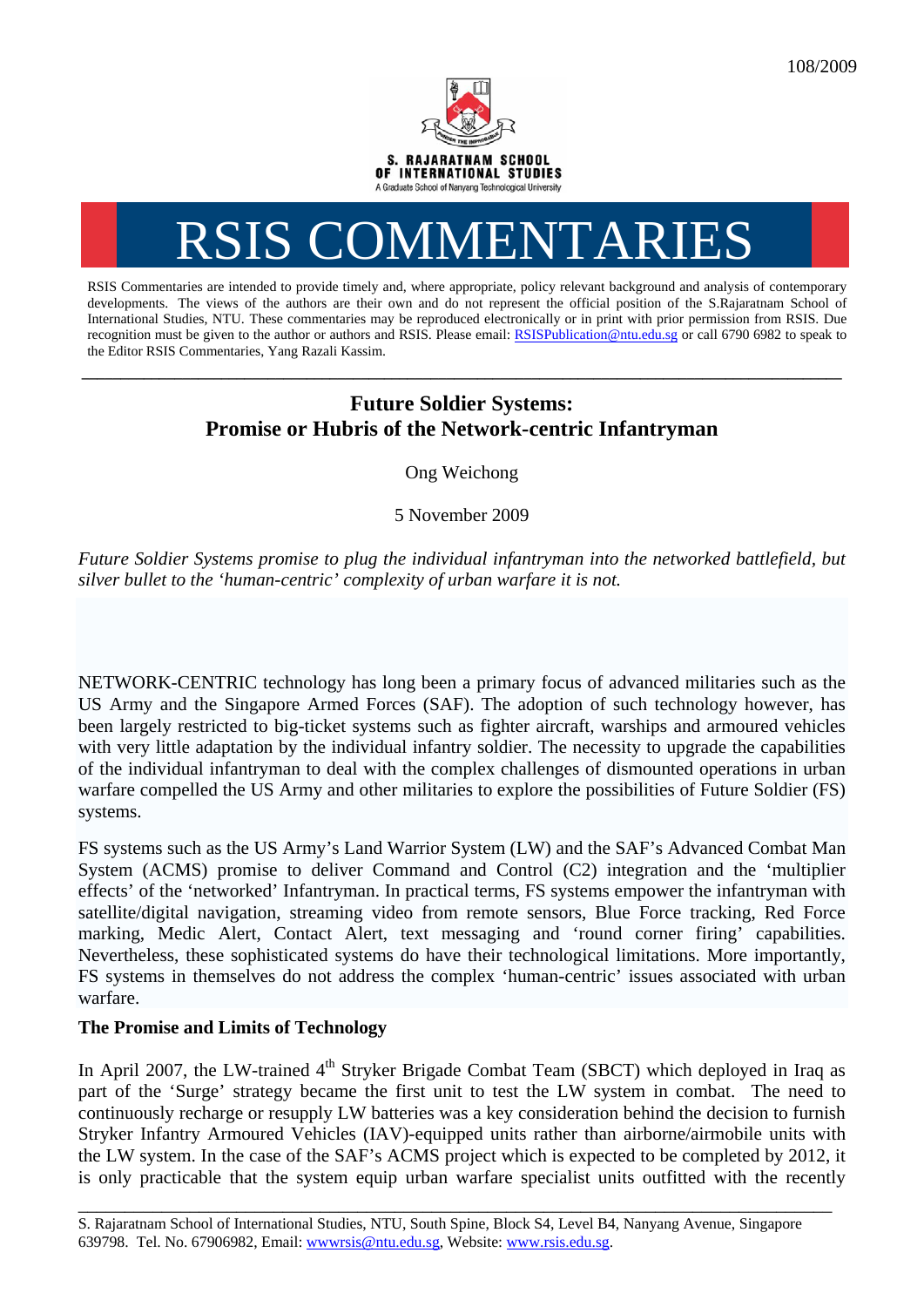108/2009

S. RAJARATNAM SCHOOL OF INTERNATIONAL STUDIES

A Graduate School of Nanyang Technological University

# RSIS COMMENTARIES

RSIS Commentaries are intended to provide timely and, where appropriate, policy relevant background and analysis of contemporary developments. The views of the authors are their own and do not represent the official position of the S.Rajaratnam School of International Studies, NTU. These commentaries may be reproduced electronically or in print with prior permission from RSIS. Due recognition must be given to the author or authors and RSIS. Please email: RSISPublication@ntu.edu.sg or call 6790 6982 to speak to the Editor RSIS Commentaries, Yang Razali Kassim.

---

## Future Soldier Systems: Promise or Hubris of the Network-centric Infantryman

Ong Weichong

5 November 2009

*Future Soldier Systems promise to plug the individual infantryman into the networked battlefield, but silver bullet to the 'human-centric' complexity of urban warfare it is not.*

NETWORK-CENTRIC technology has long been a primary focus of advanced militaries such as the US Army and the Singapore Armed Forces (SAF). The adoption of such technology however, has been largely restricted to big-ticket systems such as fighter aircraft, warships and armoured vehicles with very little adaptation by the individual infantry soldier. The necessity to upgrade the capabilities of the individual infantryman to deal with the complex challenges of dismounted operations in urban warfare compelled the US Army and other militaries to explore the possibilities of Future Soldier (FS) systems.

FS systems such as the US Army's Land Warrior System (LW) and the SAF's Advanced Combat Man System (ACMS) promise to deliver Command and Control (C2) integration and the 'multiplier effects' of the 'networked' Infantryman. In practical terms, FS systems empower the infantryman with satellite/digital navigation, streaming video from remote sensors, Blue Force tracking, Red Force marking, Medic Alert, Contact Alert, text messaging and 'round corner firing' capabilities. Nevertheless, these sophisticated systems do have their technological limitations. More importantly, FS systems in themselves do not address the complex 'human-centric' issues associated with urban warfare.

**The Promise and Limits of Technology**

In April 2007, the LW-trained 4th Stryker Brigade Combat Team (SBCT) which deployed in Iraq as part of the 'Surge' strategy became the first unit to test the LW system in combat. The need to continuously recharge or resupply LW batteries was a key consideration behind the decision to furnish Stryker Infantry Armoured Vehicles (IAV)-equipped units rather than airborne/airmobile units with the LW system. In the case of the SAF's ACMS project which is expected to be completed by 2012, it is only practicable that the system equip urban warfare specialist units outfitted with the recently

---

S. Rajaratnam School of International Studies, NTU, South Spine, Block S4, Level B4, Nanyang Avenue, Singapore 639798. Tel. No. 67906982, Email: wwwrsis@ntu.edu.sg, Website: www.rsis.edu.sg.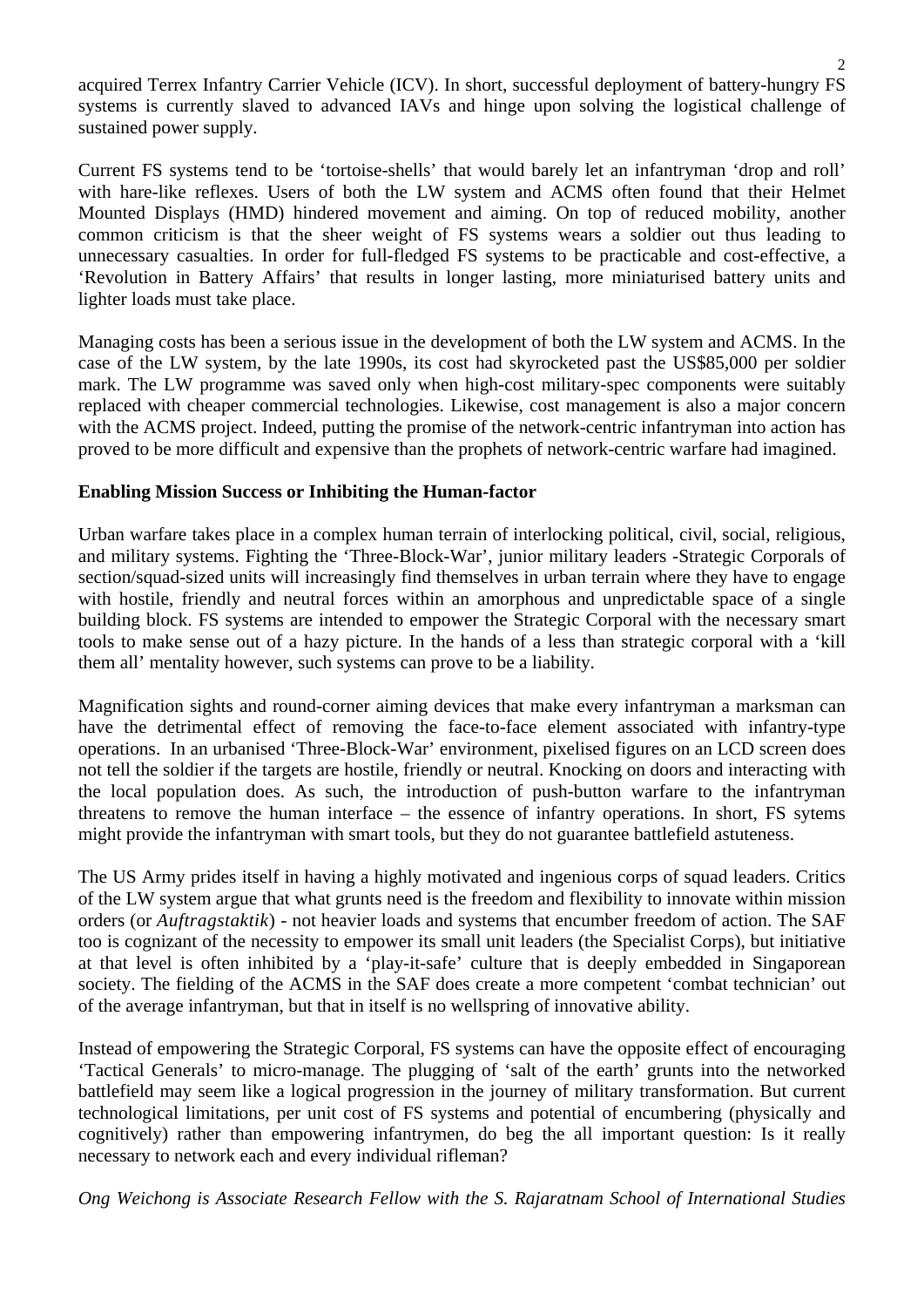acquired Terrex Infantry Carrier Vehicle (ICV). In short, successful deployment of battery-hungry FS systems is currently slaved to advanced IAVs and hinge upon solving the logistical challenge of sustained power supply.

Current FS systems tend to be 'tortoise-shells' that would barely let an infantryman 'drop and roll' with hare-like reflexes. Users of both the LW system and ACMS often found that their Helmet Mounted Displays (HMD) hindered movement and aiming. On top of reduced mobility, another common criticism is that the sheer weight of FS systems wears a soldier out thus leading to unnecessary casualties. In order for full-fledged FS systems to be practicable and cost-effective, a 'Revolution in Battery Affairs' that results in longer lasting, more miniaturised battery units and lighter loads must take place.

Managing costs has been a serious issue in the development of both the LW system and ACMS. In the case of the LW system, by the late 1990s, its cost had skyrocketed past the US$85,000 per soldier mark. The LW programme was saved only when high-cost military-spec components were suitably replaced with cheaper commercial technologies. Likewise, cost management is also a major concern with the ACMS project. Indeed, putting the promise of the network-centric infantryman into action has proved to be more difficult and expensive than the prophets of network-centric warfare had imagined.

**Enabling Mission Success or Inhibiting the Human-factor**

Urban warfare takes place in a complex human terrain of interlocking political, civil, social, religious, and military systems. Fighting the 'Three-Block-War', junior military leaders -Strategic Corporals of section/squad-sized units will increasingly find themselves in urban terrain where they have to engage with hostile, friendly and neutral forces within an amorphous and unpredictable space of a single building block. FS systems are intended to empower the Strategic Corporal with the necessary smart tools to make sense out of a hazy picture. In the hands of a less than strategic corporal with a 'kill them all' mentality however, such systems can prove to be a liability.

Magnification sights and round-corner aiming devices that make every infantryman a marksman can have the detrimental effect of removing the face-to-face element associated with infantry-type operations. In an urbanised 'Three-Block-War' environment, pixelised figures on an LCD screen does not tell the soldier if the targets are hostile, friendly or neutral. Knocking on doors and interacting with the local population does. As such, the introduction of push-button warfare to the infantryman threatens to remove the human interface – the essence of infantry operations. In short, FS sytems might provide the infantryman with smart tools, but they do not guarantee battlefield astuteness.

The US Army prides itself in having a highly motivated and ingenious corps of squad leaders. Critics of the LW system argue that what grunts need is the freedom and flexibility to innovate within mission orders (or *Auftragstaktik*) - not heavier loads and systems that encumber freedom of action. The SAF too is cognizant of the necessity to empower its small unit leaders (the Specialist Corps), but initiative at that level is often inhibited by a 'play-it-safe' culture that is deeply embedded in Singaporean society. The fielding of the ACMS in the SAF does create a more competent 'combat technician' out of the average infantryman, but that in itself is no wellspring of innovative ability.

Instead of empowering the Strategic Corporal, FS systems can have the opposite effect of encouraging 'Tactical Generals' to micro-manage. The plugging of 'salt of the earth' grunts into the networked battlefield may seem like a logical progression in the journey of military transformation. But current technological limitations, per unit cost of FS systems and potential of encumbering (physically and cognitively) rather than empowering infantrymen, do beg the all important question: Is it really necessary to network each and every individual rifleman?

*Ong Weichong is Associate Research Fellow with the S. Rajaratnam School of International Studies*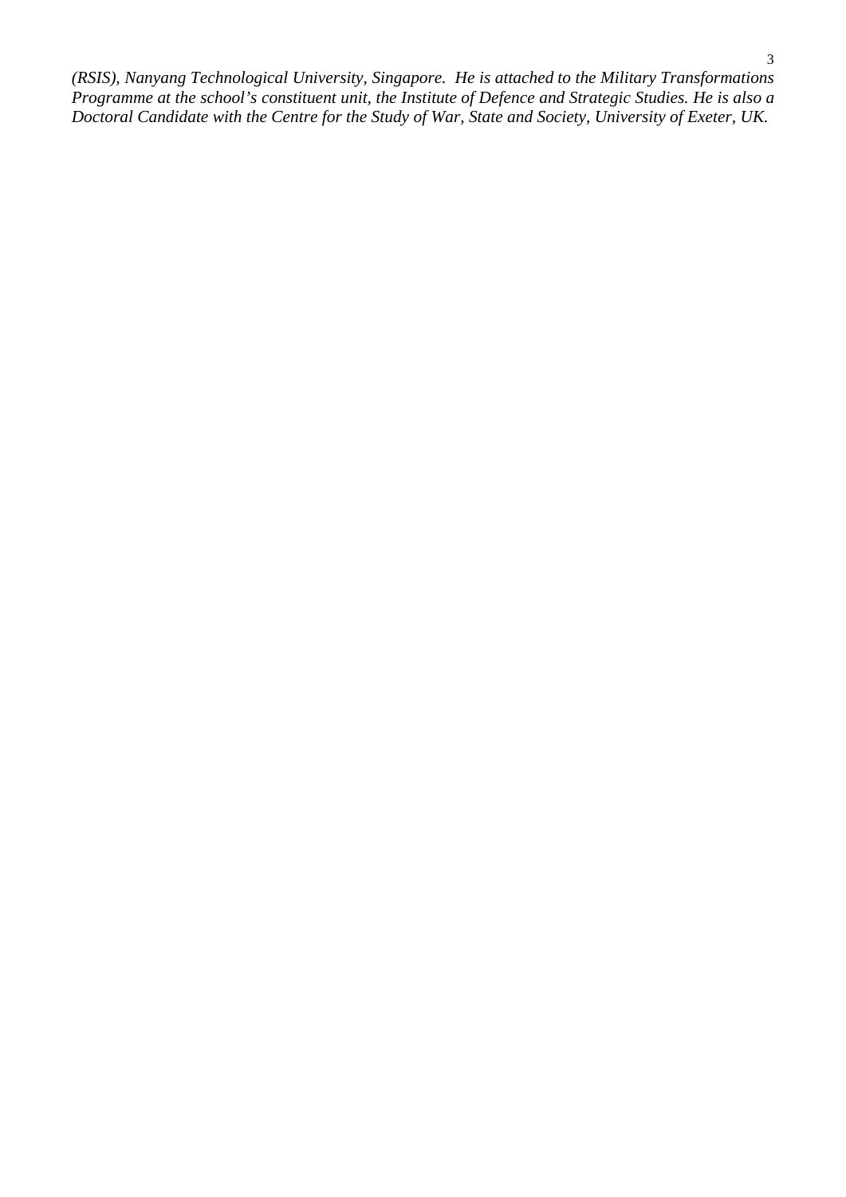*(RSIS), Nanyang Technological University, Singapore. He is attached to the Military Transformations Programme at the school's constituent unit, the Institute of Defence and Strategic Studies. He is also a Doctoral Candidate with the Centre for the Study of War, State and Society, University of Exeter, UK.*